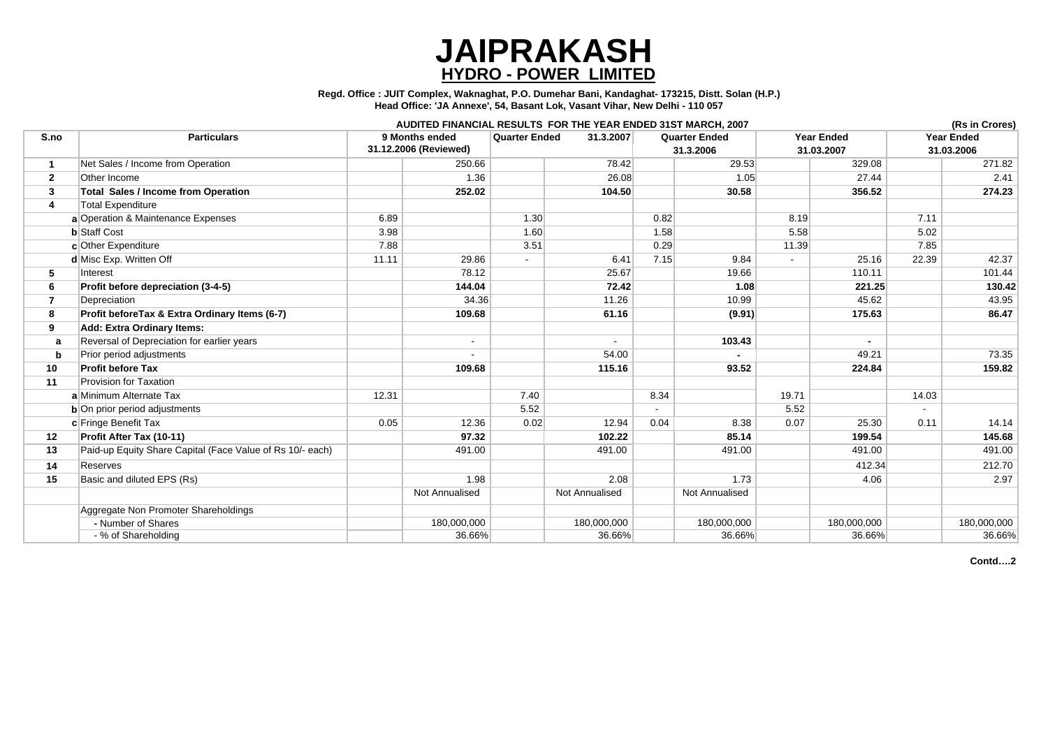# JAIPRAKASH

## HYDRO - POWER LIMITED

**Regd. Office : JUIT Complex, Waknaghat, P.O. Dumehar Bani, Kandaghat- 173215, Distt. Solan (H.P.)**
**Head Office: 'JA Annexe', 54, Basant Lok, Vasant Vihar, New Delhi - 110 057**

**AUDITED FINANCIAL RESULTS FOR THE YEAR ENDED 31ST MARCH, 2007** **(Rs in Crores)**

| S.no | | Particulars | 9 Months ended 31.12.2006 (Reviewed) | | Quarter Ended 31.3.2007 | | Quarter Ended 31.3.2006 | | Year Ended 31.03.2007 | | Year Ended 31.03.2006 | |
|---|---|---|---|---|---|---|---|---|---|---|---|---|
| **1** | | Net Sales / Income from Operation | | 250.66 | | 78.42 | | 29.53 | | 329.08 | | 271.82 |
| **2** | | Other Income | | 1.36 | | 26.08 | | 1.05 | | 27.44 | | 2.41 |
| **3** | | **Total Sales / Income from Operation** | | **252.02** | | **104.50** | | **30.58** | | **356.52** | | **274.23** |
| **4** | | Total Expenditure | | | | | | | | | | |
| | **a** | Operation & Maintenance Expenses | 6.89 | | 1.30 | | 0.82 | | 8.19 | | 7.11 | |
| | **b** | Staff Cost | 3.98 | | 1.60 | | 1.58 | | 5.58 | | 5.02 | |
| | **c** | Other Expenditure | 7.88 | | 3.51 | | 0.29 | | 11.39 | | 7.85 | |
| | **d** | Misc Exp. Written Off | 11.11 | 29.86 | - | 6.41 | 7.15 | 9.84 | - | 25.16 | 22.39 | 42.37 |
| **5** | | Interest | | 78.12 | | 25.67 | | 19.66 | | 110.11 | | 101.44 |
| **6** | | **Profit before depreciation (3-4-5)** | | **144.04** | | **72.42** | | **1.08** | | **221.25** | | **130.42** |
| **7** | | Depreciation | | 34.36 | | 11.26 | | 10.99 | | 45.62 | | 43.95 |
| **8** | | **Profit beforeTax & Extra Ordinary Items (6-7)** | | **109.68** | | **61.16** | | **(9.91)** | | **175.63** | | **86.47** |
| **9** | | **Add: Extra Ordinary Items:** | | | | | | | | | | |
| **a** | | Reversal of Depreciation for earlier years | | - | | - | | **103.43** | | **-** | | |
| **b** | | Prior period adjustments | | - | | 54.00 | | **-** | | 49.21 | | 73.35 |
| **10** | | **Profit before Tax** | | **109.68** | | **115.16** | | **93.52** | | **224.84** | | **159.82** |
| **11** | | Provision for Taxation | | | | | | | | | | |
| | **a** | Minimum Alternate Tax | 12.31 | | 7.40 | | 8.34 | | 19.71 | | 14.03 | |
| | **b** | On prior period adjustments | | | 5.52 | | - | | 5.52 | | - | |
| | **c** | Fringe Benefit Tax | 0.05 | 12.36 | 0.02 | 12.94 | 0.04 | 8.38 | 0.07 | 25.30 | 0.11 | 14.14 |
| **12** | | **Profit After Tax (10-11)** | | **97.32** | | **102.22** | | **85.14** | | **199.54** | | **145.68** |
| **13** | | Paid-up Equity Share Capital (Face Value of Rs 10/- each) | | 491.00 | | 491.00 | | 491.00 | | 491.00 | | 491.00 |
| **14** | | Reserves | | | | | | | | 412.34 | | 212.70 |
| **15** | | Basic and diluted EPS (Rs) | | 1.98 | | 2.08 | | 1.73 | | 4.06 | | 2.97 |
| | | | | Not Annualised | | Not Annualised | | Not Annualised | | | | |
| | | Aggregate Non Promoter Shareholdings | | | | | | | | | | |
| | | **-** Number of Shares | | 180,000,000 | | 180,000,000 | | 180,000,000 | | 180,000,000 | | 180,000,000 |
| | | - % of Shareholding | | 36.66% | | 36.66% | | 36.66% | | 36.66% | | 36.66% |

**Contd….2**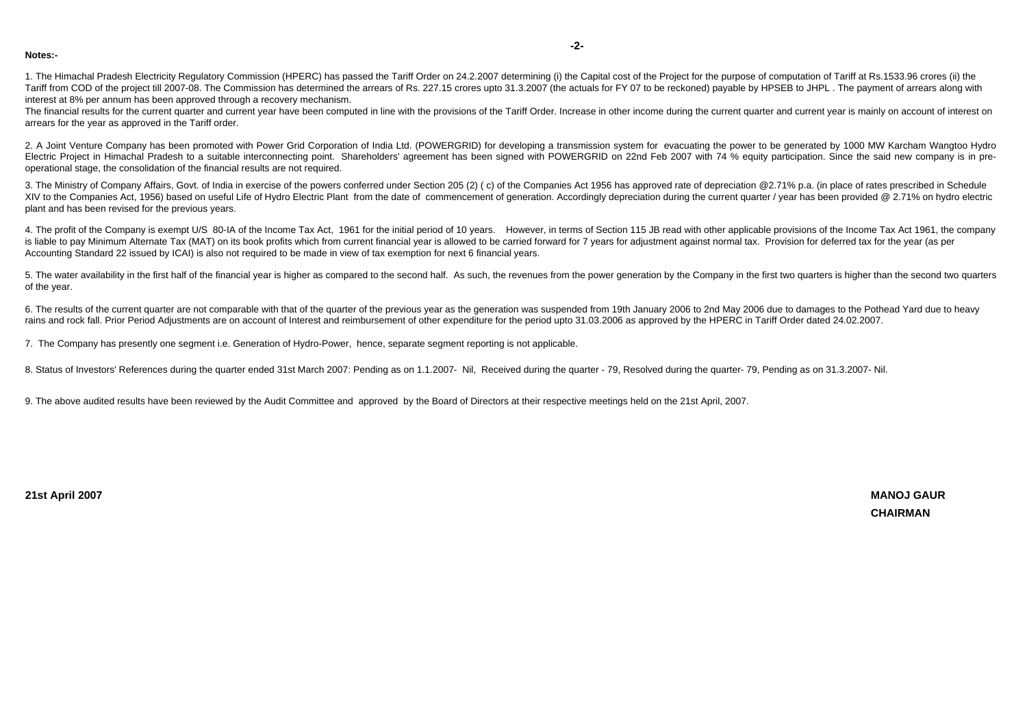**Notes:-**

1. The Himachal Pradesh Electricity Regulatory Commission (HPERC) has passed the Tariff Order on 24.2.2007 determining (i) the Capital cost of the Project for the purpose of computation of Tariff at Rs.1533.96 crores (ii) the Tariff from COD of the project till 2007-08. The Commission has determined the arrears of Rs. 227.15 crores upto 31.3.2007 (the actuals for FY 07 to be reckoned) payable by HPSEB to JHPL . The payment of arrears along with interest at 8% per annum has been approved through a recovery mechanism.
The financial results for the current quarter and current year have been computed in line with the provisions of the Tariff Order. Increase in other income during the current quarter and current year is mainly on account of interest on arrears for the year as approved in the Tariff order.

2. A Joint Venture Company has been promoted with Power Grid Corporation of India Ltd. (POWERGRID) for developing a transmission system for evacuating the power to be generated by 1000 MW Karcham Wangtoo Hydro Electric Project in Himachal Pradesh to a suitable interconnecting point. Shareholders' agreement has been signed with POWERGRID on 22nd Feb 2007 with 74 % equity participation. Since the said new company is in pre-operational stage, the consolidation of the financial results are not required.

3. The Ministry of Company Affairs, Govt. of India in exercise of the powers conferred under Section 205 (2) ( c) of the Companies Act 1956 has approved rate of depreciation @2.71% p.a. (in place of rates prescribed in Schedule XIV to the Companies Act, 1956) based on useful Life of Hydro Electric Plant from the date of commencement of generation. Accordingly depreciation during the current quarter / year has been provided @ 2.71% on hydro electric plant and has been revised for the previous years.

4. The profit of the Company is exempt U/S 80-IA of the Income Tax Act, 1961 for the initial period of 10 years. However, in terms of Section 115 JB read with other applicable provisions of the Income Tax Act 1961, the company is liable to pay Minimum Alternate Tax (MAT) on its book profits which from current financial year is allowed to be carried forward for 7 years for adjustment against normal tax. Provision for deferred tax for the year (as per Accounting Standard 22 issued by ICAI) is also not required to be made in view of tax exemption for next 6 financial years.

5. The water availability in the first half of the financial year is higher as compared to the second half. As such, the revenues from the power generation by the Company in the first two quarters is higher than the second two quarters of the year.

6. The results of the current quarter are not comparable with that of the quarter of the previous year as the generation was suspended from 19th January 2006 to 2nd May 2006 due to damages to the Pothead Yard due to heavy rains and rock fall. Prior Period Adjustments are on account of Interest and reimbursement of other expenditure for the period upto 31.03.2006 as approved by the HPERC in Tariff Order dated 24.02.2007.

7. The Company has presently one segment i.e. Generation of Hydro-Power, hence, separate segment reporting is not applicable.

8. Status of Investors' References during the quarter ended 31st March 2007: Pending as on 1.1.2007- Nil, Received during the quarter - 79, Resolved during the quarter- 79, Pending as on 31.3.2007- Nil.

9. The above audited results have been reviewed by the Audit Committee and approved by the Board of Directors at their respective meetings held on the 21st April, 2007.

**21st April 2007**

**MANOJ GAUR**
**CHAIRMAN**